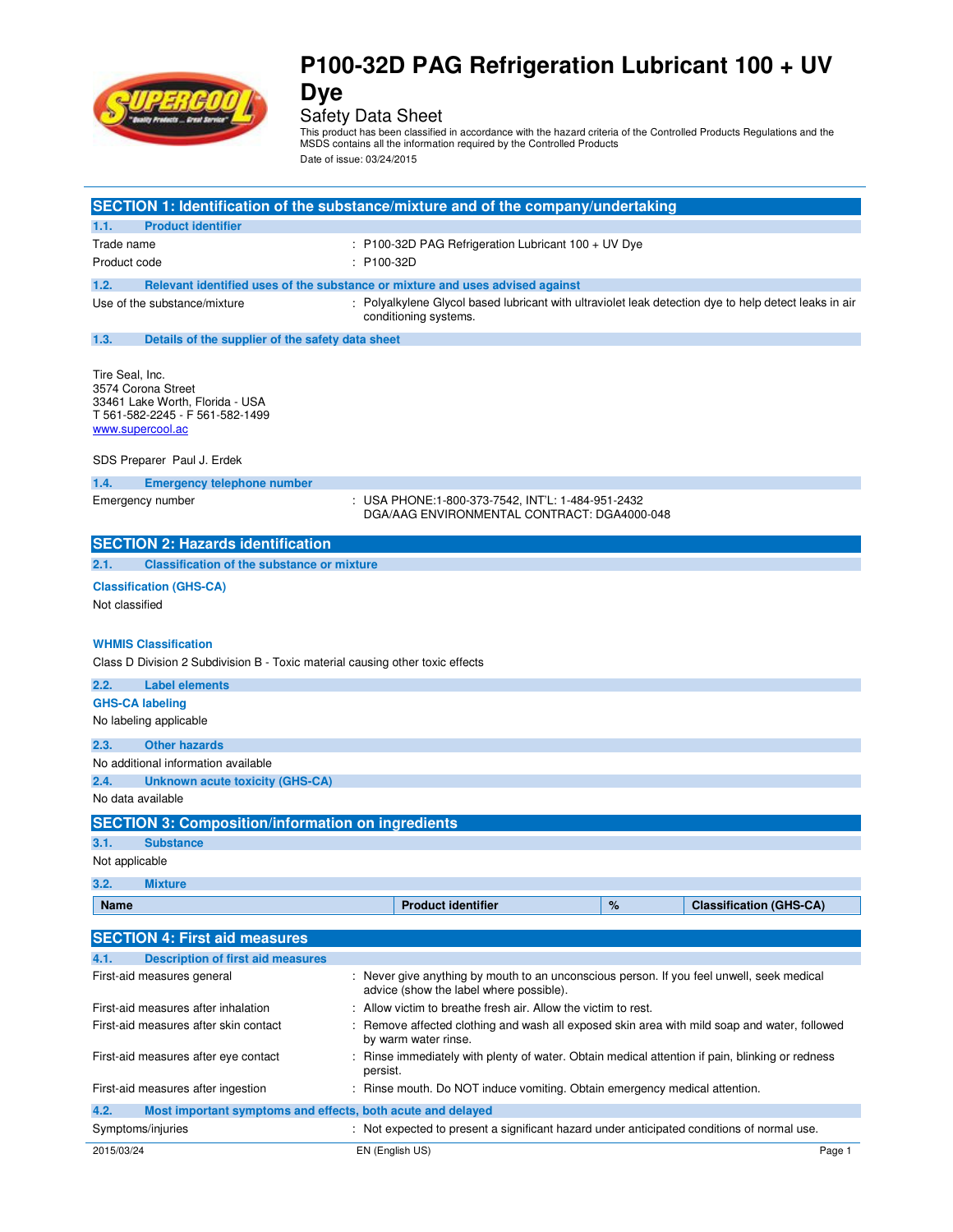# P100-32D PAG Refrigeration Lubricant 100 + UV Dye

Safety Data Sheet

This product has been classified in accordance with the hazard criteria of the Controlled Products Regulations and the MSDS contains all the information required by the Controlled Products

Date of issue: 03/24/2015

## SECTION 1: Identification of the substance/mixture and of the company/undertaking

### 1.1. Product identifier

Trade name : P100-32D PAG Refrigeration Lubricant 100 + UV Dye

Product code : P100-32D

### 1.2. Relevant identified uses of the substance or mixture and uses advised against

Use of the substance/mixture : Polyalkylene Glycol based lubricant with ultraviolet leak detection dye to help detect leaks in air conditioning systems.

### 1.3. Details of the supplier of the safety data sheet

Tire Seal, Inc.
3574 Corona Street
33461 Lake Worth, Florida - USA
T 561-582-2245 - F 561-582-1499
www.supercool.ac

SDS Preparer Paul J. Erdek

### 1.4. Emergency telephone number

Emergency number : USA PHONE:1-800-373-7542, INT'L: 1-484-951-2432
DGA/AAG ENVIRONMENTAL CONTRACT: DGA4000-048

## SECTION 2: Hazards identification

### 2.1. Classification of the substance or mixture

**Classification (GHS-CA)**

Not classified

**WHMIS Classification**

Class D Division 2 Subdivision B - Toxic material causing other toxic effects

### 2.2. Label elements

**GHS-CA labeling**

No labeling applicable

### 2.3. Other hazards

No additional information available

### 2.4. Unknown acute toxicity (GHS-CA)

No data available

## SECTION 3: Composition/information on ingredients

### 3.1. Substance

Not applicable

### 3.2. Mixture

| Name | Product identifier | % | Classification (GHS-CA) |
| --- | --- | --- | --- |

## SECTION 4: First aid measures

### 4.1. Description of first aid measures

First-aid measures general : Never give anything by mouth to an unconscious person. If you feel unwell, seek medical advice (show the label where possible).

First-aid measures after inhalation : Allow victim to breathe fresh air. Allow the victim to rest.

First-aid measures after skin contact : Remove affected clothing and wash all exposed skin area with mild soap and water, followed by warm water rinse.

First-aid measures after eye contact : Rinse immediately with plenty of water. Obtain medical attention if pain, blinking or redness persist.

First-aid measures after ingestion : Rinse mouth. Do NOT induce vomiting. Obtain emergency medical attention.

### 4.2. Most important symptoms and effects, both acute and delayed

Symptoms/injuries : Not expected to present a significant hazard under anticipated conditions of normal use.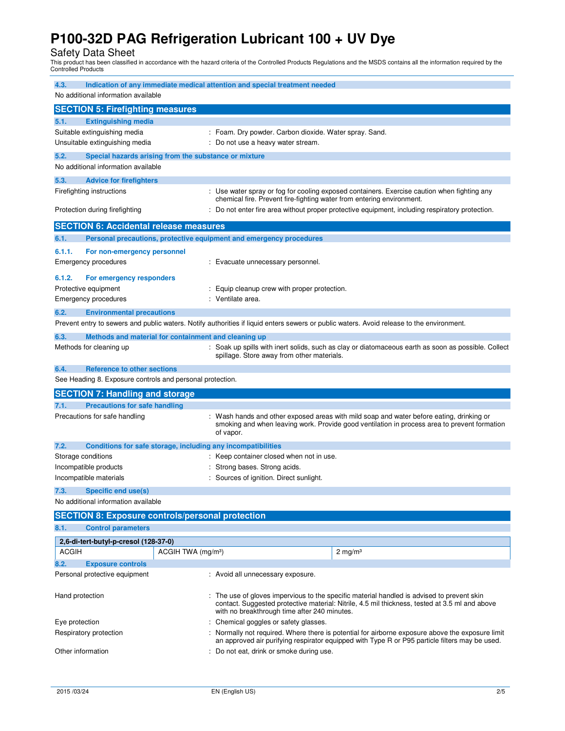# P100-32D PAG Refrigeration Lubricant 100 + UV Dye

Safety Data Sheet

This product has been classified in accordance with the hazard criteria of the Controlled Products Regulations and the MSDS contains all the information required by the Controlled Products

### 4.3. Indication of any immediate medical attention and special treatment needed

No additional information available

## SECTION 5: Firefighting measures

### 5.1. Extinguishing media

Suitable extinguishing media : Foam. Dry powder. Carbon dioxide. Water spray. Sand.

Unsuitable extinguishing media : Do not use a heavy water stream.

### 5.2. Special hazards arising from the substance or mixture

No additional information available

### 5.3. Advice for firefighters

Firefighting instructions : Use water spray or fog for cooling exposed containers. Exercise caution when fighting any chemical fire. Prevent fire-fighting water from entering environment.

Protection during firefighting : Do not enter fire area without proper protective equipment, including respiratory protection.

## SECTION 6: Accidental release measures

### 6.1. Personal precautions, protective equipment and emergency procedures

#### 6.1.1. For non-emergency personnel

Emergency procedures : Evacuate unnecessary personnel.

#### 6.1.2. For emergency responders

Protective equipment : Equip cleanup crew with proper protection.

Emergency procedures : Ventilate area.

### 6.2. Environmental precautions

Prevent entry to sewers and public waters. Notify authorities if liquid enters sewers or public waters. Avoid release to the environment.

### 6.3. Methods and material for containment and cleaning up

Methods for cleaning up : Soak up spills with inert solids, such as clay or diatomaceous earth as soon as possible. Collect spillage. Store away from other materials.

### 6.4. Reference to other sections

See Heading 8. Exposure controls and personal protection.

## SECTION 7: Handling and storage

### 7.1. Precautions for safe handling

Precautions for safe handling : Wash hands and other exposed areas with mild soap and water before eating, drinking or smoking and when leaving work. Provide good ventilation in process area to prevent formation of vapor.

### 7.2. Conditions for safe storage, including any incompatibilities

Storage conditions : Keep container closed when not in use.

Incompatible products : Strong bases. Strong acids.

Incompatible materials : Sources of ignition. Direct sunlight.

### 7.3. Specific end use(s)

No additional information available

## SECTION 8: Exposure controls/personal protection

### 8.1. Control parameters

| 2,6-di-tert-butyl-p-cresol (128-37-0) | | |
|---|---|---|
| ACGIH | ACGIH TWA (mg/m³) | 2 mg/m³ |

### 8.2. Exposure controls

Personal protective equipment : Avoid all unnecessary exposure.

Hand protection : The use of gloves impervious to the specific material handled is advised to prevent skin contact. Suggested protective material: Nitrile, 4.5 mil thickness, tested at 3.5 ml and above with no breakthrough time after 240 minutes.

Eye protection : Chemical goggles or safety glasses.

Respiratory protection : Normally not required. Where there is potential for airborne exposure above the exposure limit an approved air purifying respirator equipped with Type R or P95 particle filters may be used.

Other information : Do not eat, drink or smoke during use.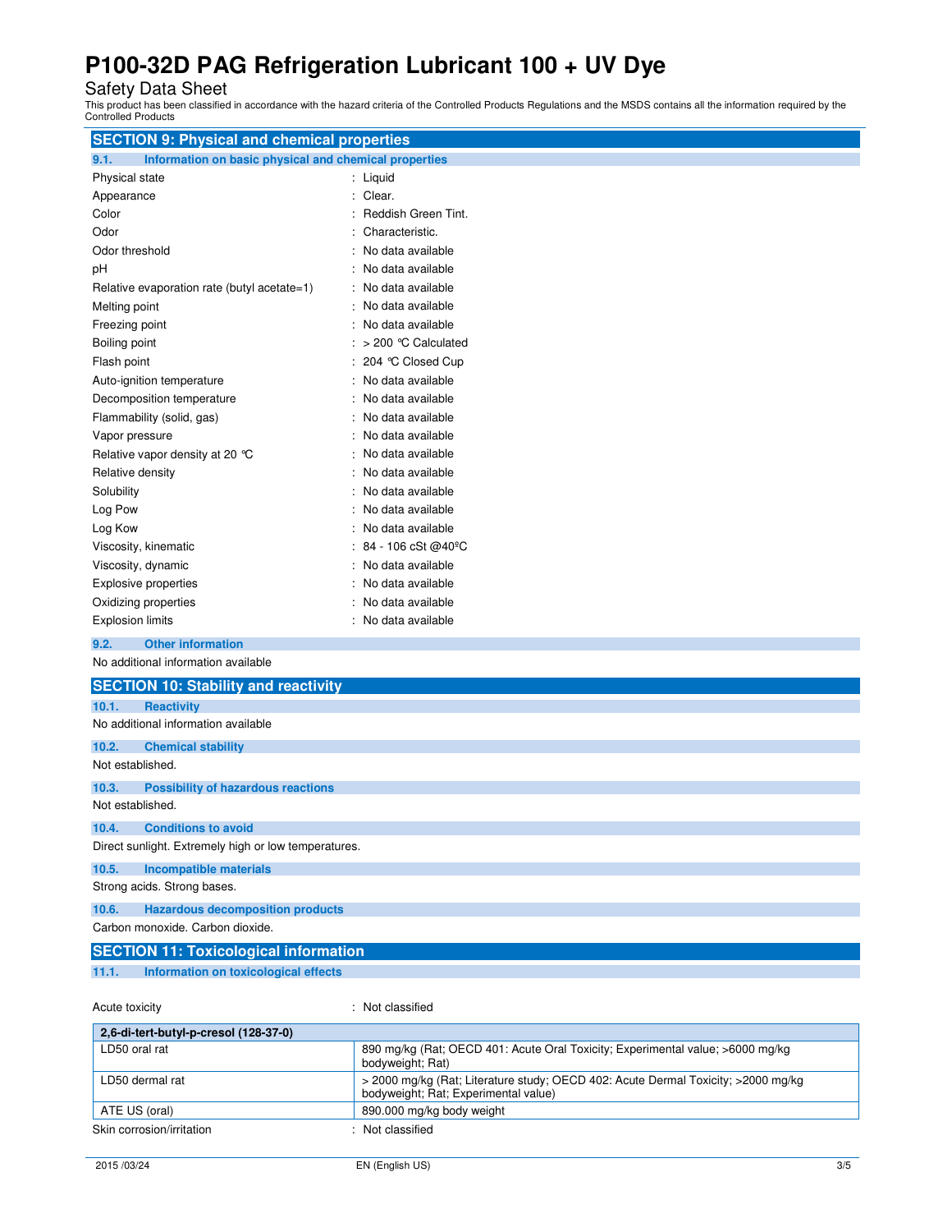## SECTION 9: Physical and chemical properties

### 9.1. Information on basic physical and chemical properties

| | |
|---|---|
| Physical state | : Liquid |
| Appearance | : Clear. |
| Color | : Reddish Green Tint. |
| Odor | : Characteristic. |
| Odor threshold | : No data available |
| pH | : No data available |
| Relative evaporation rate (butyl acetate=1) | : No data available |
| Melting point | : No data available |
| Freezing point | : No data available |
| Boiling point | : > 200 ℃ Calculated |
| Flash point | : 204 ℃ Closed Cup |
| Auto-ignition temperature | : No data available |
| Decomposition temperature | : No data available |
| Flammability (solid, gas) | : No data available |
| Vapor pressure | : No data available |
| Relative vapor density at 20 ℃ | : No data available |
| Relative density | : No data available |
| Solubility | : No data available |
| Log Pow | : No data available |
| Log Kow | : No data available |
| Viscosity, kinematic | : 84 - 106 cSt @40ºC |
| Viscosity, dynamic | : No data available |
| Explosive properties | : No data available |
| Oxidizing properties | : No data available |
| Explosion limits | : No data available |

### 9.2. Other information

No additional information available

## SECTION 10: Stability and reactivity

### 10.1. Reactivity

No additional information available

### 10.2. Chemical stability

Not established.

### 10.3. Possibility of hazardous reactions

Not established.

### 10.4. Conditions to avoid

Direct sunlight. Extremely high or low temperatures.

### 10.5. Incompatible materials

Strong acids. Strong bases.

### 10.6. Hazardous decomposition products

Carbon monoxide. Carbon dioxide.

## SECTION 11: Toxicological information

### 11.1. Information on toxicological effects

Acute toxicity : Not classified

| 2,6-di-tert-butyl-p-cresol (128-37-0) | |
|---|---|
| LD50 oral rat | 890 mg/kg (Rat; OECD 401: Acute Oral Toxicity; Experimental value; >6000 mg/kg bodyweight; Rat) |
| LD50 dermal rat | > 2000 mg/kg (Rat; Literature study; OECD 402: Acute Dermal Toxicity; >2000 mg/kg bodyweight; Rat; Experimental value) |
| ATE US (oral) | 890.000 mg/kg body weight |

Skin corrosion/irritation : Not classified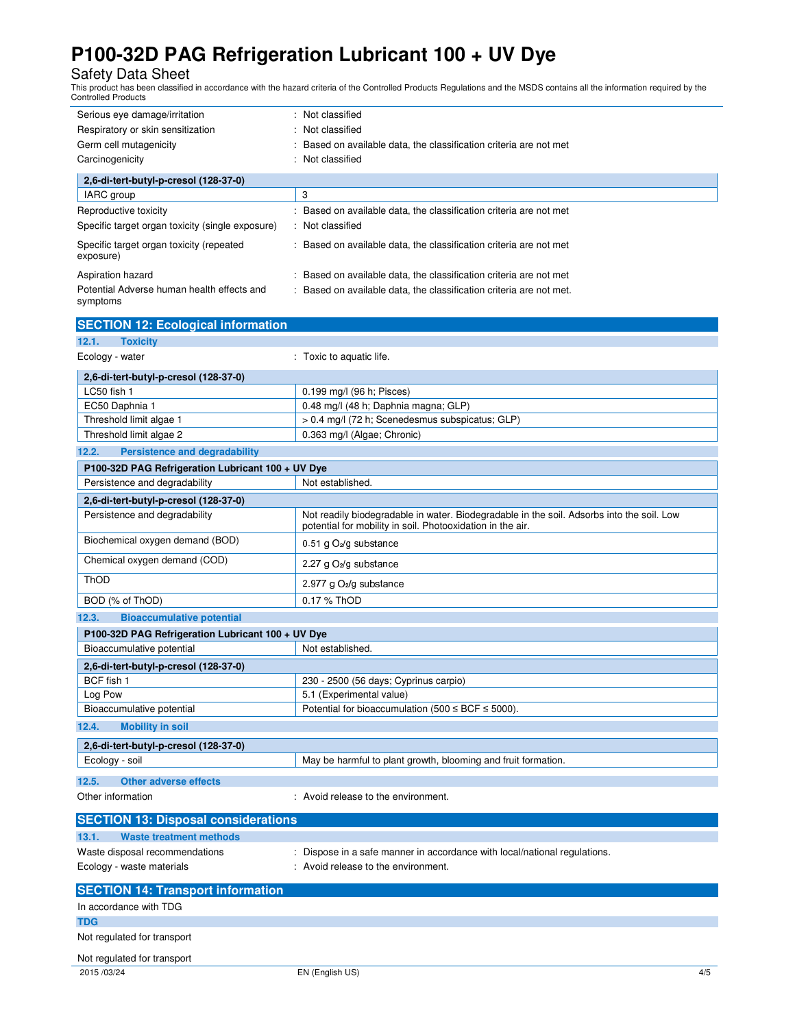| | |
|---|---|
| Serious eye damage/irritation | : Not classified |
| Respiratory or skin sensitization | : Not classified |
| Germ cell mutagenicity | : Based on available data, the classification criteria are not met |
| Carcinogenicity | : Not classified |

| 2,6-di-tert-butyl-p-cresol (128-37-0) | |
|---|---|
| IARC group | 3 |

| | |
|---|---|
| Reproductive toxicity | : Based on available data, the classification criteria are not met |
| Specific target organ toxicity (single exposure) | : Not classified |
| Specific target organ toxicity (repeated exposure) | : Based on available data, the classification criteria are not met |
| Aspiration hazard | : Based on available data, the classification criteria are not met |
| Potential Adverse human health effects and symptoms | : Based on available data, the classification criteria are not met. |

## SECTION 12: Ecological information

### 12.1. Toxicity

Ecology - water : Toxic to aquatic life.

| 2,6-di-tert-butyl-p-cresol (128-37-0) | |
|---|---|
| LC50 fish 1 | 0.199 mg/l (96 h; Pisces) |
| EC50 Daphnia 1 | 0.48 mg/l (48 h; Daphnia magna; GLP) |
| Threshold limit algae 1 | > 0.4 mg/l (72 h; Scenedesmus subspicatus; GLP) |
| Threshold limit algae 2 | 0.363 mg/l (Algae; Chronic) |

### 12.2. Persistence and degradability

| P100-32D PAG Refrigeration Lubricant 100 + UV Dye | |
|---|---|
| Persistence and degradability | Not established. |

| 2,6-di-tert-butyl-p-cresol (128-37-0) | |
|---|---|
| Persistence and degradability | Not readily biodegradable in water. Biodegradable in the soil. Adsorbs into the soil. Low potential for mobility in soil. Photooxidation in the air. |
| Biochemical oxygen demand (BOD) | 0.51 g $O_2$/g substance |
| Chemical oxygen demand (COD) | 2.27 g $O_2$/g substance |
| ThOD | 2.977 g $O_2$/g substance |
| BOD (% of ThOD) | 0.17 % ThOD |

### 12.3. Bioaccumulative potential

| P100-32D PAG Refrigeration Lubricant 100 + UV Dye | |
|---|---|
| Bioaccumulative potential | Not established. |

| 2,6-di-tert-butyl-p-cresol (128-37-0) | |
|---|---|
| BCF fish 1 | 230 - 2500 (56 days; Cyprinus carpio) |
| Log Pow | 5.1 (Experimental value) |
| Bioaccumulative potential | Potential for bioaccumulation (500 ≤ BCF ≤ 5000). |

### 12.4. Mobility in soil

| 2,6-di-tert-butyl-p-cresol (128-37-0) | |
|---|---|
| Ecology - soil | May be harmful to plant growth, blooming and fruit formation. |

### 12.5. Other adverse effects

Other information : Avoid release to the environment.

## SECTION 13: Disposal considerations

### 13.1. Waste treatment methods

| | |
|---|---|
| Waste disposal recommendations | : Dispose in a safe manner in accordance with local/national regulations. |
| Ecology - waste materials | : Avoid release to the environment. |

## SECTION 14: Transport information

In accordance with TDG

### TDG

Not regulated for transport

Not regulated for transport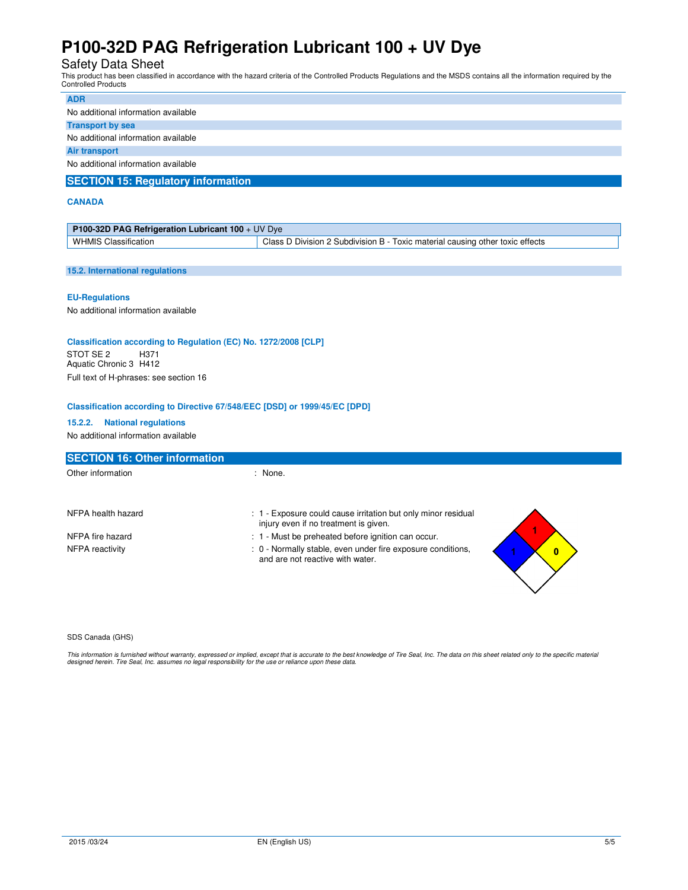**ADR**

No additional information available

**Transport by sea**

No additional information available

**Air transport**

No additional information available

## SECTION 15: Regulatory information

### CANADA

| **P100-32D PAG Refrigeration Lubricant 100** + UV Dye | |
|---|---|
| WHMIS Classification | Class D Division 2 Subdivision B - Toxic material causing other toxic effects |

### 15.2. International regulations

#### EU-Regulations

No additional information available

#### Classification according to Regulation (EC) No. 1272/2008 [CLP]

STOT SE 2 H371
Aquatic Chronic 3 H412

Full text of H-phrases: see section 16

#### Classification according to Directive 67/548/EEC [DSD] or 1999/45/EC [DPD]

#### 15.2.2. National regulations

No additional information available

## SECTION 16: Other information

Other information : None.

NFPA health hazard : 1 - Exposure could cause irritation but only minor residual injury even if no treatment is given.

NFPA fire hazard : 1 - Must be preheated before ignition can occur.

NFPA reactivity : 0 - Normally stable, even under fire exposure conditions, and are not reactive with water.

1
1 0

SDS Canada (GHS)

*This information is furnished without warranty, expressed or implied, except that is accurate to the best knowledge of Tire Seal, Inc. The data on this sheet related only to the specific material designed herein. Tire Seal, Inc. assumes no legal responsibility for the use or reliance upon these data.*